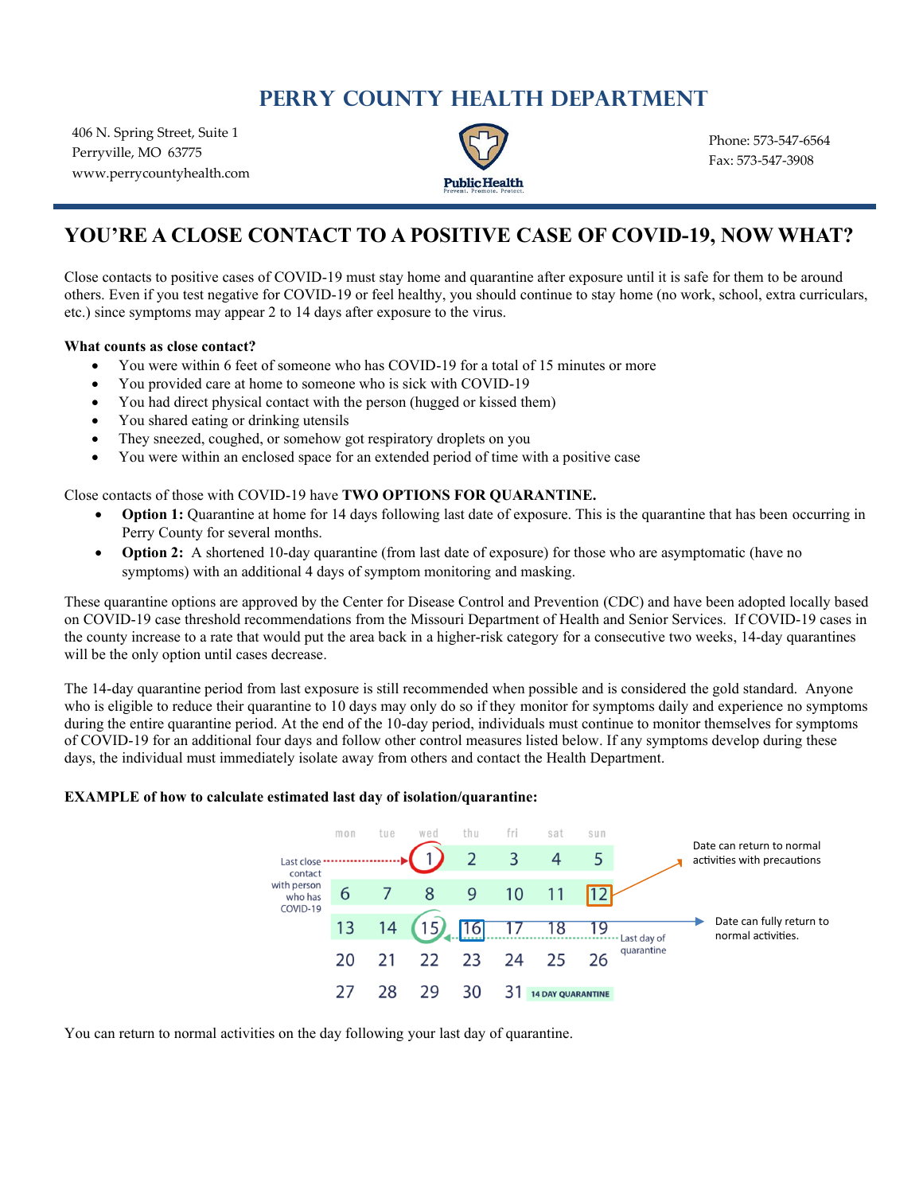# PERRY COUNTY HEALTH DEPARTMENT

406 N. Spring Street, Suite 1
Perryville, MO 63775
www.perrycountyhealth.com

Phone: 573-547-6564
Fax: 573-547-3908

## YOU'RE A CLOSE CONTACT TO A POSITIVE CASE OF COVID-19, NOW WHAT?

Close contacts to positive cases of COVID-19 must stay home and quarantine after exposure until it is safe for them to be around others. Even if you test negative for COVID-19 or feel healthy, you should continue to stay home (no work, school, extra curriculars, etc.) since symptoms may appear 2 to 14 days after exposure to the virus.

**What counts as close contact?**

- You were within 6 feet of someone who has COVID-19 for a total of 15 minutes or more
- You provided care at home to someone who is sick with COVID-19
- You had direct physical contact with the person (hugged or kissed them)
- You shared eating or drinking utensils
- They sneezed, coughed, or somehow got respiratory droplets on you
- You were within an enclosed space for an extended period of time with a positive case

Close contacts of those with COVID-19 have **TWO OPTIONS FOR QUARANTINE.**

- **Option 1:** Quarantine at home for 14 days following last date of exposure. This is the quarantine that has been occurring in Perry County for several months.
- **Option 2:** A shortened 10-day quarantine (from last date of exposure) for those who are asymptomatic (have no symptoms) with an additional 4 days of symptom monitoring and masking.

These quarantine options are approved by the Center for Disease Control and Prevention (CDC) and have been adopted locally based on COVID-19 case threshold recommendations from the Missouri Department of Health and Senior Services. If COVID-19 cases in the county increase to a rate that would put the area back in a higher-risk category for a consecutive two weeks, 14-day quarantines will be the only option until cases decrease.

The 14-day quarantine period from last exposure is still recommended when possible and is considered the gold standard. Anyone who is eligible to reduce their quarantine to 10 days may only do so if they monitor for symptoms daily and experience no symptoms during the entire quarantine period. At the end of the 10-day period, individuals must continue to monitor themselves for symptoms of COVID-19 for an additional four days and follow other control measures listed below. If any symptoms develop during these days, the individual must immediately isolate away from others and contact the Health Department.

**EXAMPLE of how to calculate estimated last day of isolation/quarantine:**

| mon | tue | wed | thu | fri | sat | sun |
|---|---|---|---|---|---|---|
| | | 1 | 2 | 3 | 4 | 5 |
| 6 | 7 | 8 | 9 | 10 | 11 | 12 |
| 13 | 14 | 15 | 16 | 17 | 18 | 19 |
| 20 | 21 | 22 | 23 | 24 | 25 | 26 |
| 27 | 28 | 29 | 30 | 31 | | |

Last close contact with person who has COVID-19 (1)

Date can return to normal activities with precautions (12)

Last day of quarantine (15)

Date can fully return to normal activities. (16)

14 DAY QUARANTINE

You can return to normal activities on the day following your last day of quarantine.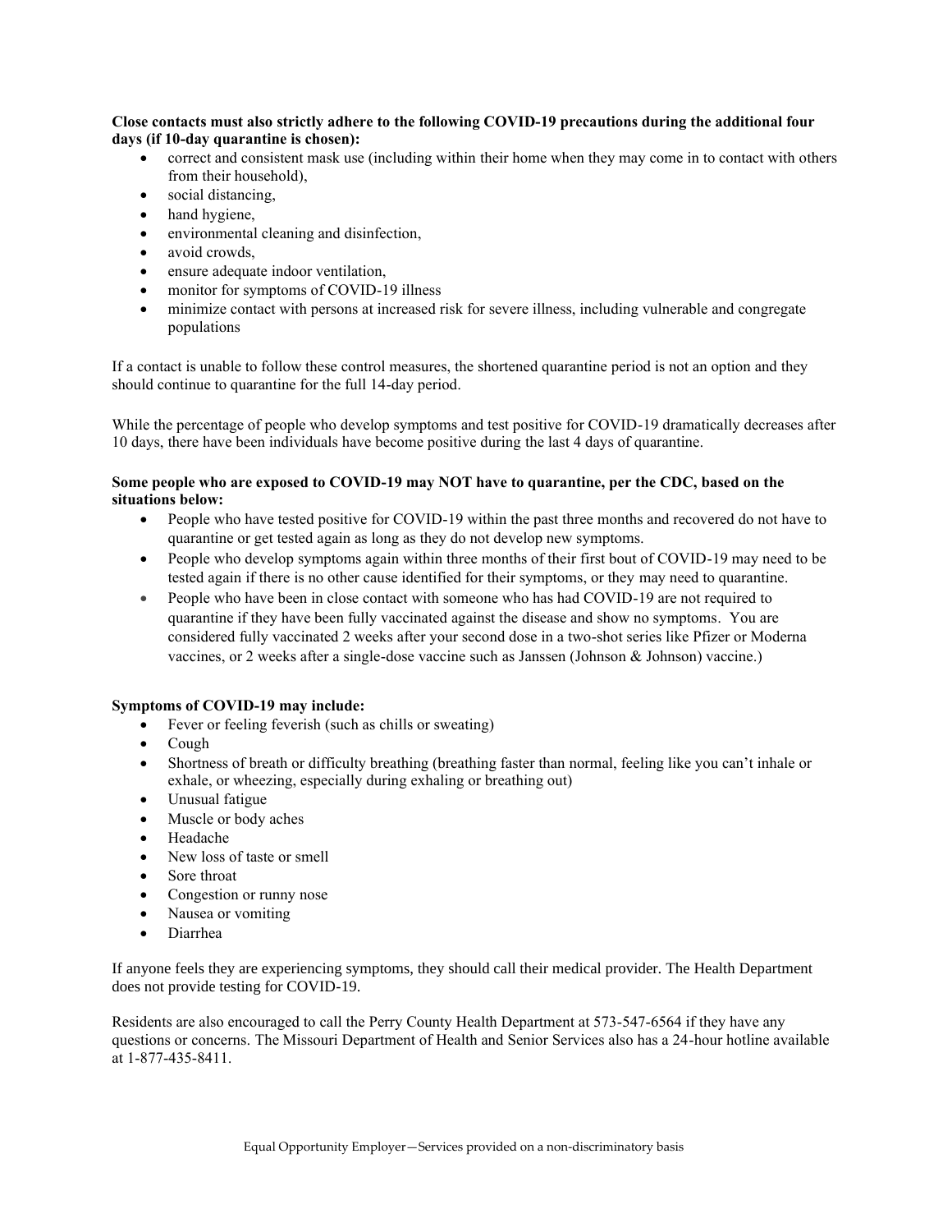**Close contacts must also strictly adhere to the following COVID-19 precautions during the additional four days (if 10-day quarantine is chosen):**

- correct and consistent mask use (including within their home when they may come in to contact with others from their household),
- social distancing,
- hand hygiene,
- environmental cleaning and disinfection,
- avoid crowds,
- ensure adequate indoor ventilation,
- monitor for symptoms of COVID-19 illness
- minimize contact with persons at increased risk for severe illness, including vulnerable and congregate populations

If a contact is unable to follow these control measures, the shortened quarantine period is not an option and they should continue to quarantine for the full 14-day period.

While the percentage of people who develop symptoms and test positive for COVID-19 dramatically decreases after 10 days, there have been individuals have become positive during the last 4 days of quarantine.

**Some people who are exposed to COVID-19 may NOT have to quarantine, per the CDC, based on the situations below:**

- People who have tested positive for COVID-19 within the past three months and recovered do not have to quarantine or get tested again as long as they do not develop new symptoms.
- People who develop symptoms again within three months of their first bout of COVID-19 may need to be tested again if there is no other cause identified for their symptoms, or they may need to quarantine.
- People who have been in close contact with someone who has had COVID-19 are not required to quarantine if they have been fully vaccinated against the disease and show no symptoms. You are considered fully vaccinated 2 weeks after your second dose in a two-shot series like Pfizer or Moderna vaccines, or 2 weeks after a single-dose vaccine such as Janssen (Johnson & Johnson) vaccine.)

**Symptoms of COVID-19 may include:**

- Fever or feeling feverish (such as chills or sweating)
- Cough
- Shortness of breath or difficulty breathing (breathing faster than normal, feeling like you can't inhale or exhale, or wheezing, especially during exhaling or breathing out)
- Unusual fatigue
- Muscle or body aches
- Headache
- New loss of taste or smell
- Sore throat
- Congestion or runny nose
- Nausea or vomiting
- Diarrhea

If anyone feels they are experiencing symptoms, they should call their medical provider. The Health Department does not provide testing for COVID-19.

Residents are also encouraged to call the Perry County Health Department at 573-547-6564 if they have any questions or concerns. The Missouri Department of Health and Senior Services also has a 24-hour hotline available at 1-877-435-8411.

Equal Opportunity Employer—Services provided on a non-discriminatory basis